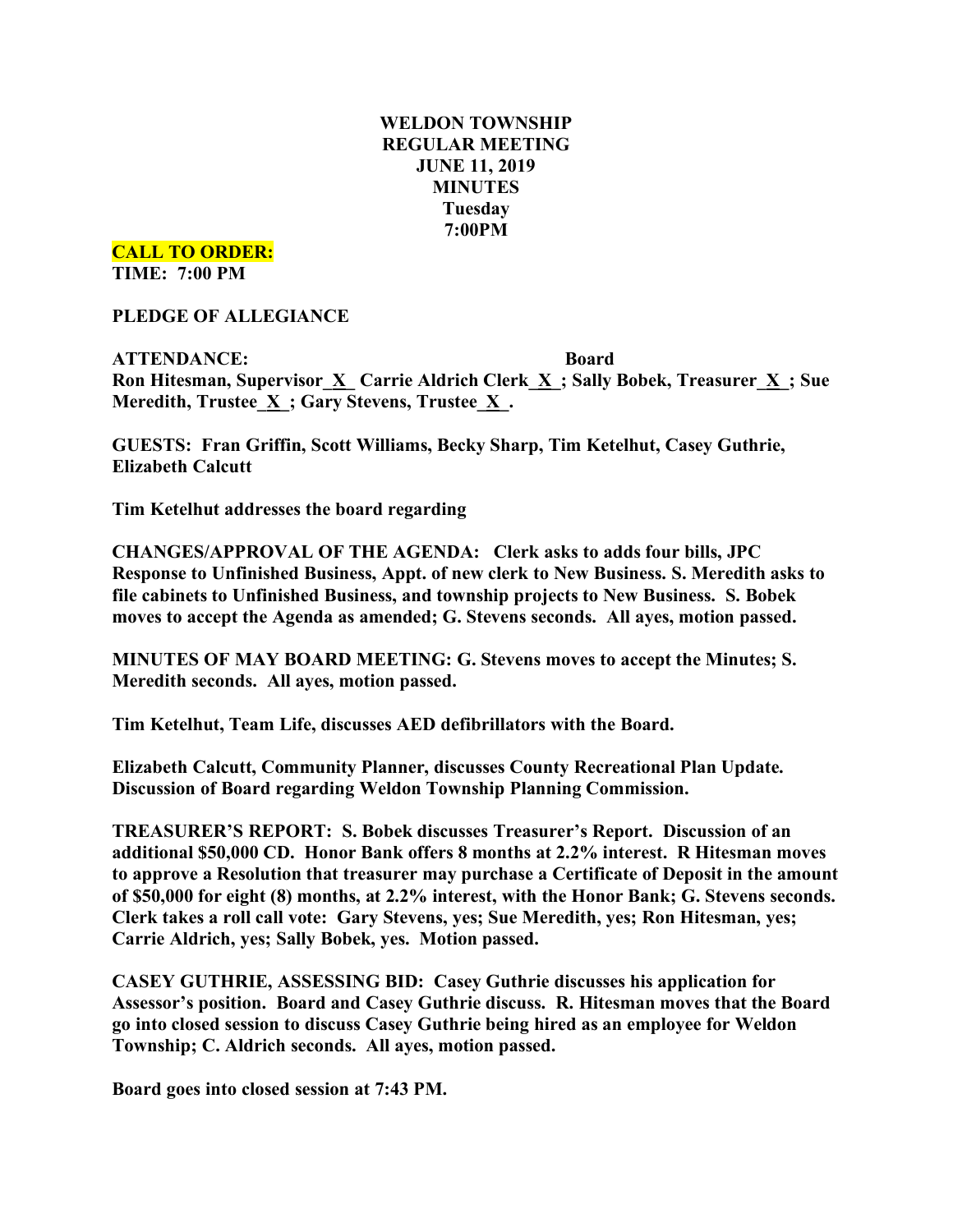# WELDON TOWNSHIP
## REGULAR MEETING
## JUNE 11, 2019
## MINUTES
## Tuesday
## 7:00PM

**CALL TO ORDER:**
**TIME: 7:00 PM**

**PLEDGE OF ALLEGIANCE**

**ATTENDANCE: Board**
**Ron Hitesman, Supervisor_X_ Carrie Aldrich Clerk_X_; Sally Bobek, Treasurer_X_; Sue Meredith, Trustee_X_; Gary Stevens, Trustee_X_.**

**GUESTS: Fran Griffin, Scott Williams, Becky Sharp, Tim Ketelhut, Casey Guthrie, Elizabeth Calcutt**

**Tim Ketelhut addresses the board regarding**

**CHANGES/APPROVAL OF THE AGENDA: Clerk asks to adds four bills, JPC Response to Unfinished Business, Appt. of new clerk to New Business. S. Meredith asks to file cabinets to Unfinished Business, and township projects to New Business. S. Bobek moves to accept the Agenda as amended; G. Stevens seconds. All ayes, motion passed.**

**MINUTES OF MAY BOARD MEETING: G. Stevens moves to accept the Minutes; S. Meredith seconds. All ayes, motion passed.**

**Tim Ketelhut, Team Life, discusses AED defibrillators with the Board.**

**Elizabeth Calcutt, Community Planner, discusses County Recreational Plan Update. Discussion of Board regarding Weldon Township Planning Commission.**

**TREASURER'S REPORT: S. Bobek discusses Treasurer's Report. Discussion of an additional $50,000 CD. Honor Bank offers 8 months at 2.2% interest. R Hitesman moves to approve a Resolution that treasurer may purchase a Certificate of Deposit in the amount of $50,000 for eight (8) months, at 2.2% interest, with the Honor Bank; G. Stevens seconds. Clerk takes a roll call vote: Gary Stevens, yes; Sue Meredith, yes; Ron Hitesman, yes; Carrie Aldrich, yes; Sally Bobek, yes. Motion passed.**

**CASEY GUTHRIE, ASSESSING BID: Casey Guthrie discusses his application for Assessor's position. Board and Casey Guthrie discuss. R. Hitesman moves that the Board go into closed session to discuss Casey Guthrie being hired as an employee for Weldon Township; C. Aldrich seconds. All ayes, motion passed.**

**Board goes into closed session at 7:43 PM.**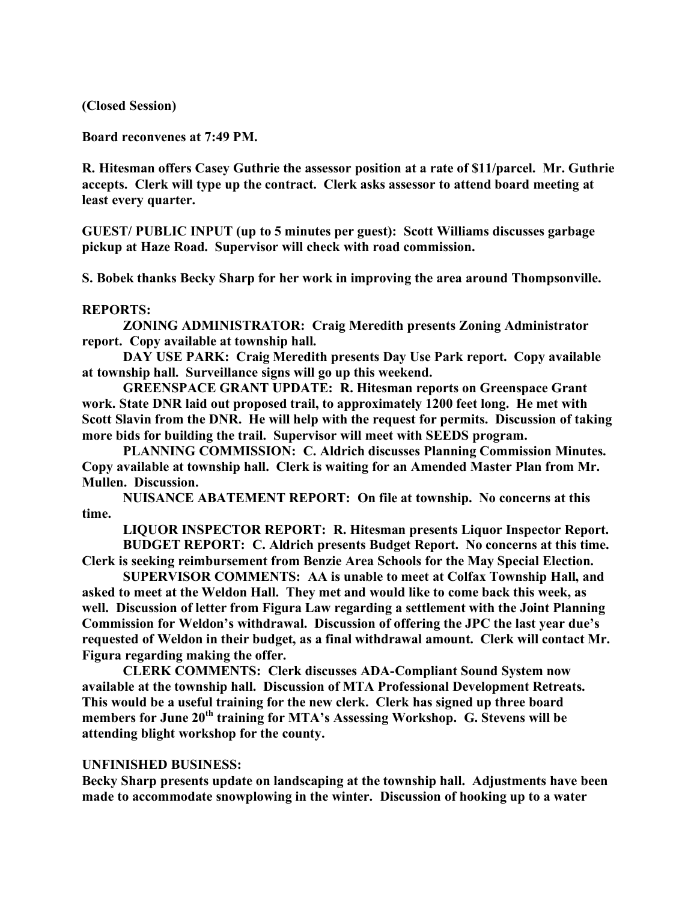**(Closed Session)**

**Board reconvenes at 7:49 PM.**

**R. Hitesman offers Casey Guthrie the assessor position at a rate of $11/parcel. Mr. Guthrie accepts. Clerk will type up the contract. Clerk asks assessor to attend board meeting at least every quarter.**

**GUEST/ PUBLIC INPUT (up to 5 minutes per guest): Scott Williams discusses garbage pickup at Haze Road. Supervisor will check with road commission.**

**S. Bobek thanks Becky Sharp for her work in improving the area around Thompsonville.**

**REPORTS:**

**ZONING ADMINISTRATOR: Craig Meredith presents Zoning Administrator report. Copy available at township hall.**

**DAY USE PARK: Craig Meredith presents Day Use Park report. Copy available at township hall. Surveillance signs will go up this weekend.**

**GREENSPACE GRANT UPDATE: R. Hitesman reports on Greenspace Grant work. State DNR laid out proposed trail, to approximately 1200 feet long. He met with Scott Slavin from the DNR. He will help with the request for permits. Discussion of taking more bids for building the trail. Supervisor will meet with SEEDS program.**

**PLANNING COMMISSION: C. Aldrich discusses Planning Commission Minutes. Copy available at township hall. Clerk is waiting for an Amended Master Plan from Mr. Mullen. Discussion.**

**NUISANCE ABATEMENT REPORT: On file at township. No concerns at this time.**

**LIQUOR INSPECTOR REPORT: R. Hitesman presents Liquor Inspector Report.**

**BUDGET REPORT: C. Aldrich presents Budget Report. No concerns at this time. Clerk is seeking reimbursement from Benzie Area Schools for the May Special Election.**

**SUPERVISOR COMMENTS: AA is unable to meet at Colfax Township Hall, and asked to meet at the Weldon Hall. They met and would like to come back this week, as well. Discussion of letter from Figura Law regarding a settlement with the Joint Planning Commission for Weldon's withdrawal. Discussion of offering the JPC the last year due's requested of Weldon in their budget, as a final withdrawal amount. Clerk will contact Mr. Figura regarding making the offer.**

**CLERK COMMENTS: Clerk discusses ADA-Compliant Sound System now available at the township hall. Discussion of MTA Professional Development Retreats. This would be a useful training for the new clerk. Clerk has signed up three board members for June 20th training for MTA's Assessing Workshop. G. Stevens will be attending blight workshop for the county.**

**UNFINISHED BUSINESS:**

**Becky Sharp presents update on landscaping at the township hall. Adjustments have been made to accommodate snowplowing in the winter. Discussion of hooking up to a water**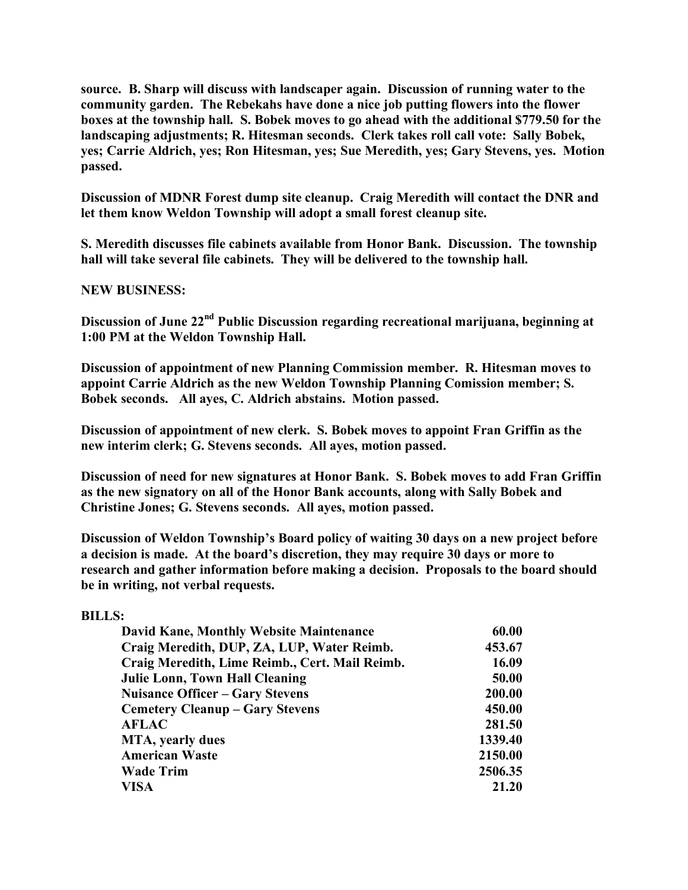**source. B. Sharp will discuss with landscaper again. Discussion of running water to the community garden. The Rebekahs have done a nice job putting flowers into the flower boxes at the township hall. S. Bobek moves to go ahead with the additional $779.50 for the landscaping adjustments; R. Hitesman seconds. Clerk takes roll call vote: Sally Bobek, yes; Carrie Aldrich, yes; Ron Hitesman, yes; Sue Meredith, yes; Gary Stevens, yes. Motion passed.**

**Discussion of MDNR Forest dump site cleanup. Craig Meredith will contact the DNR and let them know Weldon Township will adopt a small forest cleanup site.**

**S. Meredith discusses file cabinets available from Honor Bank. Discussion. The township hall will take several file cabinets. They will be delivered to the township hall.**

**NEW BUSINESS:**

**Discussion of June 22nd Public Discussion regarding recreational marijuana, beginning at 1:00 PM at the Weldon Township Hall.**

**Discussion of appointment of new Planning Commission member. R. Hitesman moves to appoint Carrie Aldrich as the new Weldon Township Planning Comission member; S. Bobek seconds. All ayes, C. Aldrich abstains. Motion passed.**

**Discussion of appointment of new clerk. S. Bobek moves to appoint Fran Griffin as the new interim clerk; G. Stevens seconds. All ayes, motion passed.**

**Discussion of need for new signatures at Honor Bank. S. Bobek moves to add Fran Griffin as the new signatory on all of the Honor Bank accounts, along with Sally Bobek and Christine Jones; G. Stevens seconds. All ayes, motion passed.**

**Discussion of Weldon Township's Board policy of waiting 30 days on a new project before a decision is made. At the board's discretion, they may require 30 days or more to research and gather information before making a decision. Proposals to the board should be in writing, not verbal requests.**

**BILLS:**

| | |
|---|---|
| **David Kane, Monthly Website Maintenance** | **60.00** |
| **Craig Meredith, DUP, ZA, LUP, Water Reimb.** | **453.67** |
| **Craig Meredith, Lime Reimb., Cert. Mail Reimb.** | **16.09** |
| **Julie Lonn, Town Hall Cleaning** | **50.00** |
| **Nuisance Officer – Gary Stevens** | **200.00** |
| **Cemetery Cleanup – Gary Stevens** | **450.00** |
| **AFLAC** | **281.50** |
| **MTA, yearly dues** | **1339.40** |
| **American Waste** | **2150.00** |
| **Wade Trim** | **2506.35** |
| **VISA** | **21.20** |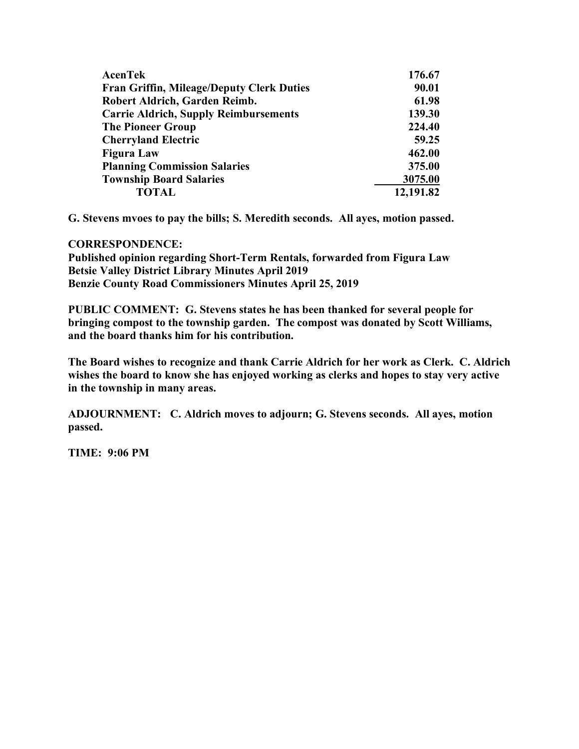| | |
|---|---|
| **AcenTek** | **176.67** |
| **Fran Griffin, Mileage/Deputy Clerk Duties** | **90.01** |
| **Robert Aldrich, Garden Reimb.** | **61.98** |
| **Carrie Aldrich, Supply Reimbursements** | **139.30** |
| **The Pioneer Group** | **224.40** |
| **Cherryland Electric** | **59.25** |
| **Figura Law** | **462.00** |
| **Planning Commission Salaries** | **375.00** |
| **Township Board Salaries** | **3075.00** |
| **TOTAL** | **12,191.82** |

**G. Stevens mvoes to pay the bills; S. Meredith seconds. All ayes, motion passed.**

**CORRESPONDENCE:**
**Published opinion regarding Short-Term Rentals, forwarded from Figura Law**
**Betsie Valley District Library Minutes April 2019**
**Benzie County Road Commissioners Minutes April 25, 2019**

**PUBLIC COMMENT: G. Stevens states he has been thanked for several people for bringing compost to the township garden. The compost was donated by Scott Williams, and the board thanks him for his contribution.**

**The Board wishes to recognize and thank Carrie Aldrich for her work as Clerk. C. Aldrich wishes the board to know she has enjoyed working as clerks and hopes to stay very active in the township in many areas.**

**ADJOURNMENT: C. Aldrich moves to adjourn; G. Stevens seconds. All ayes, motion passed.**

**TIME: 9:06 PM**